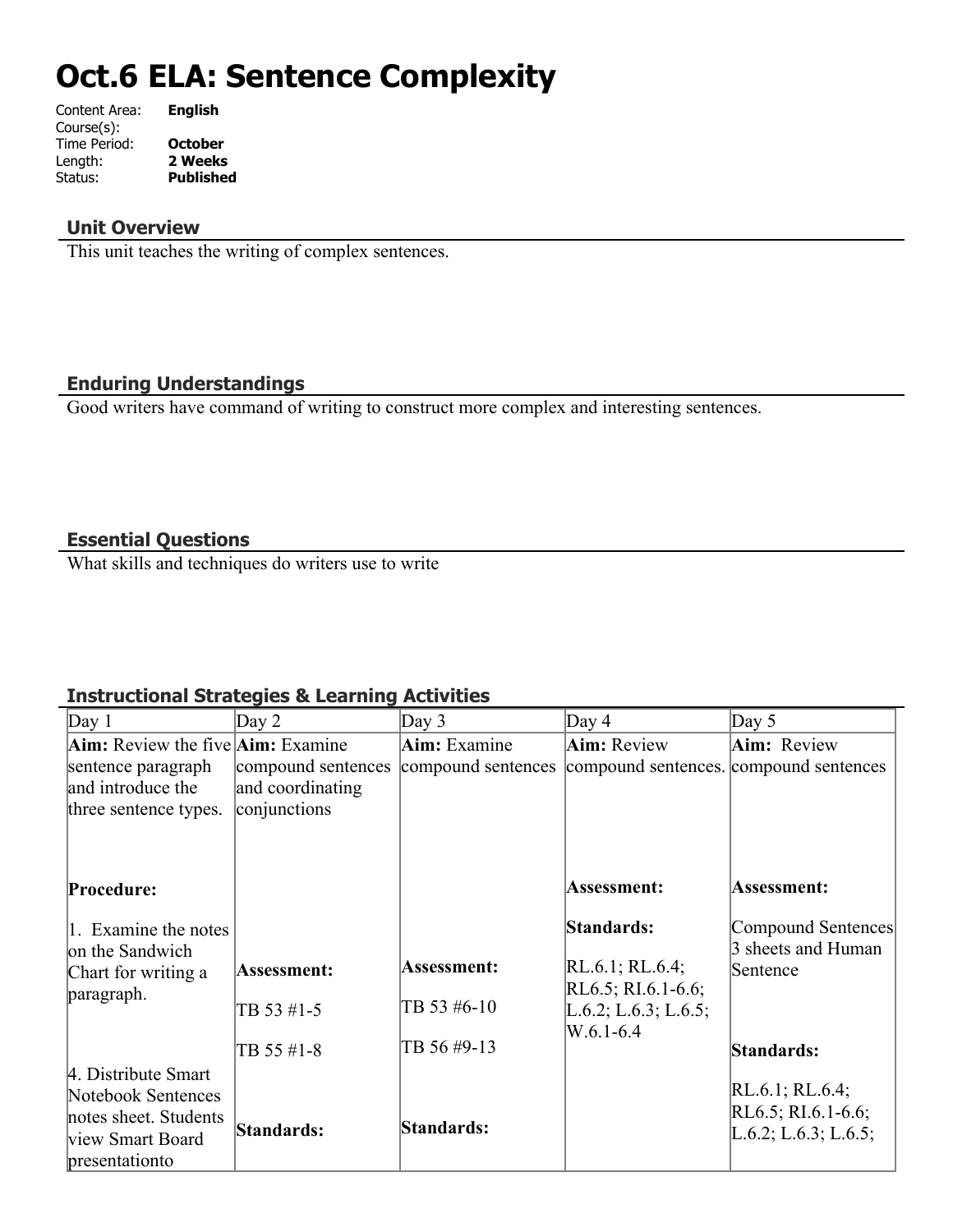# Oct.6 ELA: Sentence Complexity

Content Area: **English**
Course(s):
Time Period: **October**
Length: **2 Weeks**
Status: **Published**

## Unit Overview

This unit teaches the writing of complex sentences.

## Enduring Understandings

Good writers have command of writing to construct more complex and interesting sentences.

## Essential Questions

What skills and techniques do writers use to write

## Instructional Strategies & Learning Activities

| Day 1 | Day 2 | Day 3 | Day 4 | Day 5 |
|---|---|---|---|---|
| **Aim:** Review the five sentence paragraph and introduce the three sentence types.<br><br>**Procedure:**<br><br>1. Examine the notes on the Sandwich Chart for writing a paragraph.<br><br>4. Distribute Smart Notebook Sentences notes sheet. Students view Smart Board presentationto | **Aim:** Examine compound sentences and coordinating conjunctions<br><br>**Assessment:**<br><br>TB 53 #1-5<br><br>TB 55 #1-8<br><br>**Standards:** | **Aim:** Examine compound sentences<br><br>**Assessment:**<br><br>TB 53 #6-10<br><br>TB 56 #9-13<br><br>**Standards:** | **Aim:** Review compound sentences.<br><br>**Assessment:**<br><br>**Standards:**<br><br>RL.6.1; RL.6.4; RL6.5; RI.6.1-6.6; L.6.2; L.6.3; L.6.5; W.6.1-6.4 | **Aim:** Review compound sentences<br><br>**Assessment:**<br><br>Compound Sentences 3 sheets and Human Sentence<br><br>**Standards:**<br><br>RL.6.1; RL.6.4; RL6.5; RI.6.1-6.6; L.6.2; L.6.3; L.6.5; |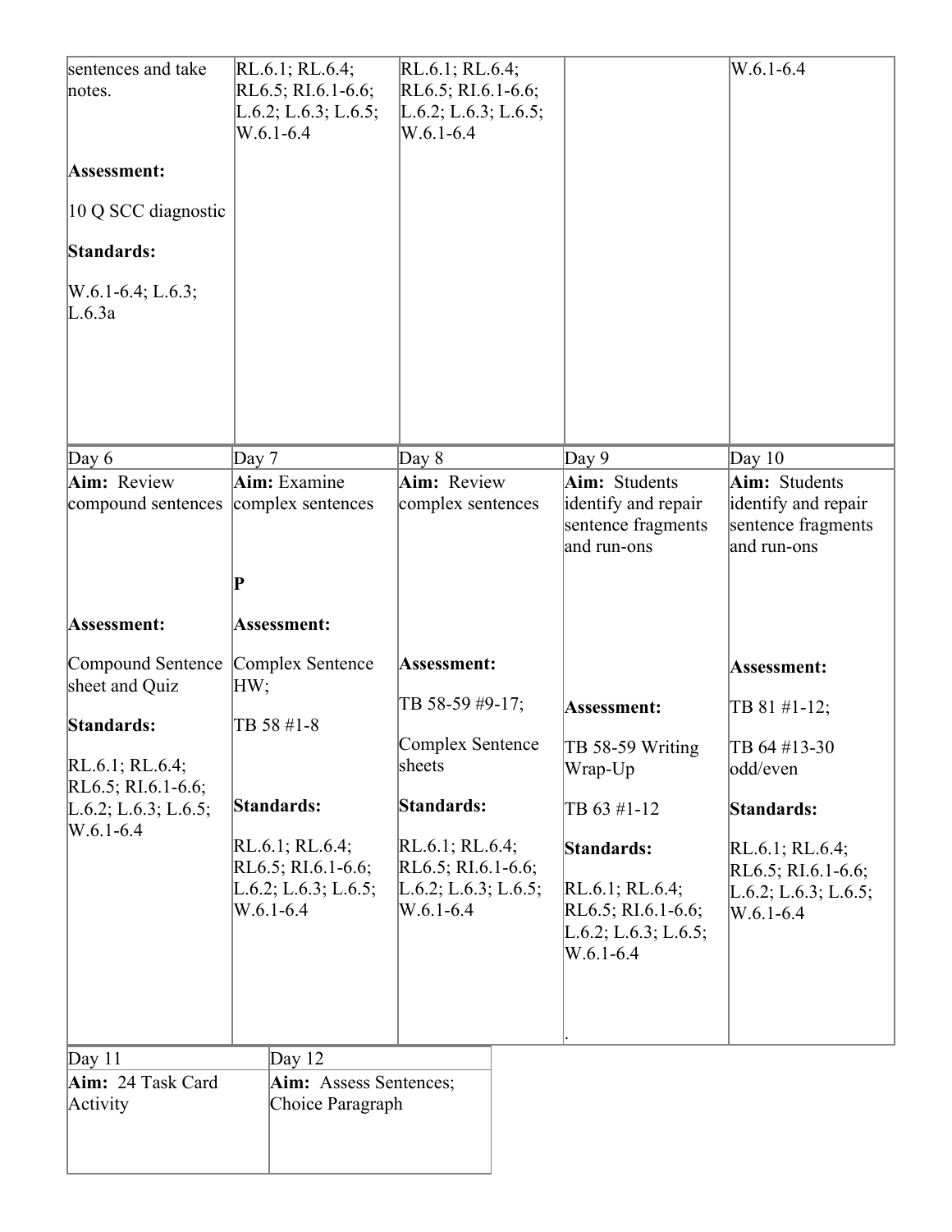| | | | | |
|---|---|---|---|---|
| sentences and take notes.<br><br>**Assessment:**<br><br>10 Q SCC diagnostic<br><br>**Standards:**<br><br>W.6.1-6.4; L.6.3; L.6.3a | RL.6.1; RL.6.4; RL6.5; RI.6.1-6.6; L.6.2; L.6.3; L.6.5; W.6.1-6.4 | RL.6.1; RL.6.4; RL6.5; RI.6.1-6.6; L.6.2; L.6.3; L.6.5; W.6.1-6.4 | | W.6.1-6.4 |
| Day 6 | Day 7 | Day 8 | Day 9 | Day 10 |
| **Aim:** Review compound sentences<br><br>**Assessment:**<br><br>Compound Sentence sheet and Quiz<br><br>**Standards:**<br><br>RL.6.1; RL.6.4; RL6.5; RI.6.1-6.6; L.6.2; L.6.3; L.6.5; W.6.1-6.4 | **Aim:** Examine complex sentences<br><br>**P**<br><br>**Assessment:**<br><br>Complex Sentence HW;<br><br>TB 58 #1-8<br><br>**Standards:**<br><br>RL.6.1; RL.6.4; RL6.5; RI.6.1-6.6; L.6.2; L.6.3; L.6.5; W.6.1-6.4 | **Aim:** Review complex sentences<br><br>**Assessment:**<br><br>TB 58-59 #9-17;<br><br>Complex Sentence sheets<br><br>**Standards:**<br><br>RL.6.1; RL.6.4; RL6.5; RI.6.1-6.6; L.6.2; L.6.3; L.6.5; W.6.1-6.4 | **Aim:** Students identify and repair sentence fragments and run-ons<br><br>**Assessment:**<br><br>TB 58-59 Writing Wrap-Up<br><br>TB 63 #1-12<br><br>**Standards:**<br><br>RL.6.1; RL.6.4; RL6.5; RI.6.1-6.6; L.6.2; L.6.3; L.6.5; W.6.1-6.4<br><br>. | **Aim:** Students identify and repair sentence fragments and run-ons<br><br>**Assessment:**<br><br>TB 81 #1-12;<br><br>TB 64 #13-30 odd/even<br><br>**Standards:**<br><br>RL.6.1; RL.6.4; RL6.5; RI.6.1-6.6; L.6.2; L.6.3; L.6.5; W.6.1-6.4 |

| Day 11 | Day 12 |
|---|---|
| **Aim:** 24 Task Card Activity | **Aim:** Assess Sentences; Choice Paragraph |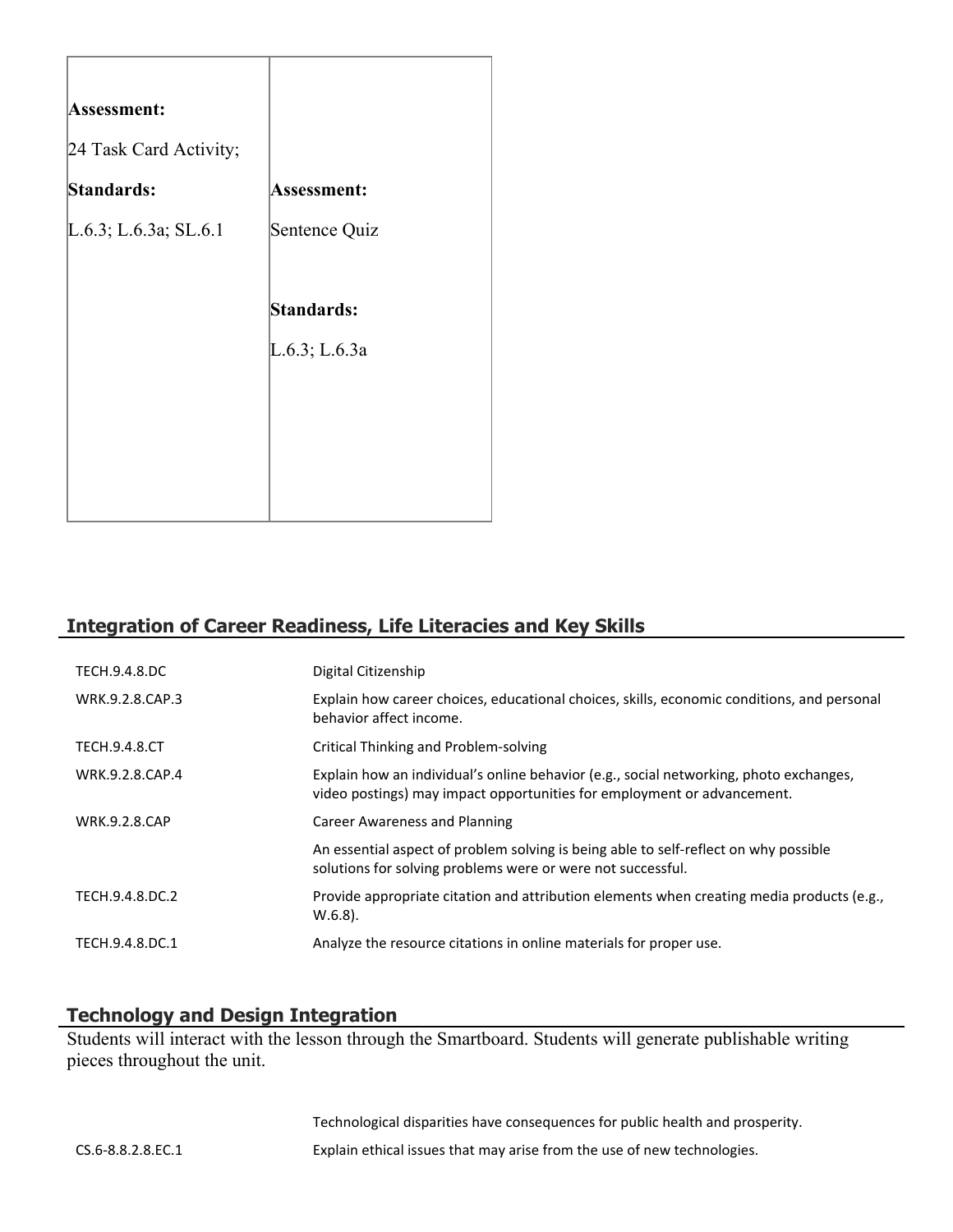| Assessment:<br>24 Task Card Activity;<br>Standards:<br>L.6.3; L.6.3a; SL.6.1 | Assessment:<br>Sentence Quiz<br><br>Standards:<br>L.6.3; L.6.3a |
|---|---|

## Integration of Career Readiness, Life Literacies and Key Skills

| | |
|---|---|
| TECH.9.4.8.DC | Digital Citizenship |
| WRK.9.2.8.CAP.3 | Explain how career choices, educational choices, skills, economic conditions, and personal behavior affect income. |
| TECH.9.4.8.CT | Critical Thinking and Problem-solving |
| WRK.9.2.8.CAP.4 | Explain how an individual's online behavior (e.g., social networking, photo exchanges, video postings) may impact opportunities for employment or advancement. |
| WRK.9.2.8.CAP | Career Awareness and Planning |
| | An essential aspect of problem solving is being able to self-reflect on why possible solutions for solving problems were or were not successful. |
| TECH.9.4.8.DC.2 | Provide appropriate citation and attribution elements when creating media products (e.g., W.6.8). |
| TECH.9.4.8.DC.1 | Analyze the resource citations in online materials for proper use. |

## Technology and Design Integration

Students will interact with the lesson through the Smartboard. Students will generate publishable writing pieces throughout the unit.

| | |
|---|---|
| | Technological disparities have consequences for public health and prosperity. |
| CS.6-8.8.2.8.EC.1 | Explain ethical issues that may arise from the use of new technologies. |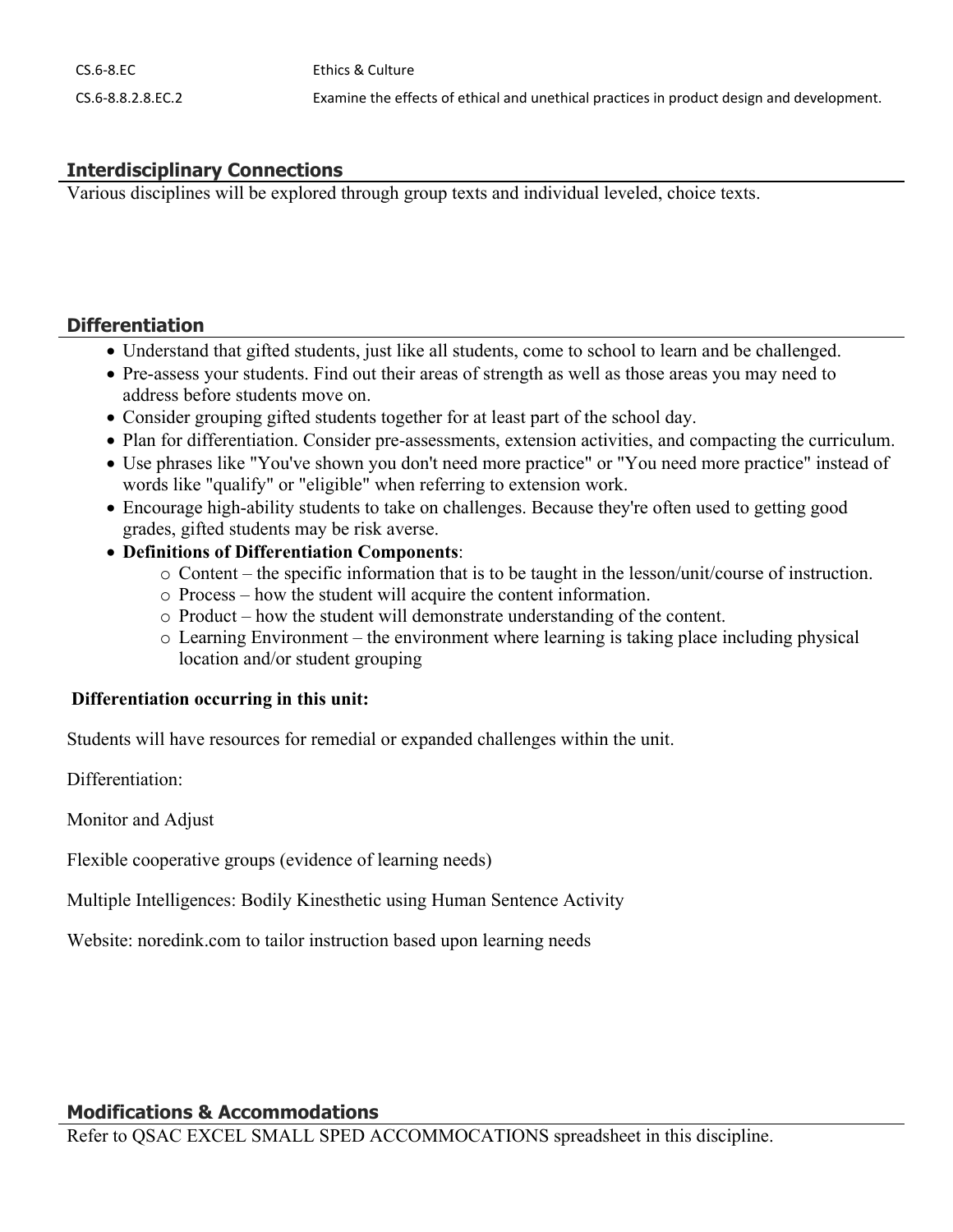| | |
|---|---|
| CS.6-8.EC | Ethics & Culture |
| CS.6-8.8.2.8.EC.2 | Examine the effects of ethical and unethical practices in product design and development. |

## Interdisciplinary Connections

Various disciplines will be explored through group texts and individual leveled, choice texts.

## Differentiation

- Understand that gifted students, just like all students, come to school to learn and be challenged.
- Pre-assess your students. Find out their areas of strength as well as those areas you may need to address before students move on.
- Consider grouping gifted students together for at least part of the school day.
- Plan for differentiation. Consider pre-assessments, extension activities, and compacting the curriculum.
- Use phrases like "You've shown you don't need more practice" or "You need more practice" instead of words like "qualify" or "eligible" when referring to extension work.
- Encourage high-ability students to take on challenges. Because they're often used to getting good grades, gifted students may be risk averse.
- **Definitions of Differentiation Components**:
  - Content – the specific information that is to be taught in the lesson/unit/course of instruction.
  - Process – how the student will acquire the content information.
  - Product – how the student will demonstrate understanding of the content.
  - Learning Environment – the environment where learning is taking place including physical location and/or student grouping

**Differentiation occurring in this unit:**

Students will have resources for remedial or expanded challenges within the unit.

Differentiation:

Monitor and Adjust

Flexible cooperative groups (evidence of learning needs)

Multiple Intelligences: Bodily Kinesthetic using Human Sentence Activity

Website: noredink.com to tailor instruction based upon learning needs

## Modifications & Accommodations

Refer to QSAC EXCEL SMALL SPED ACCOMMOCATIONS spreadsheet in this discipline.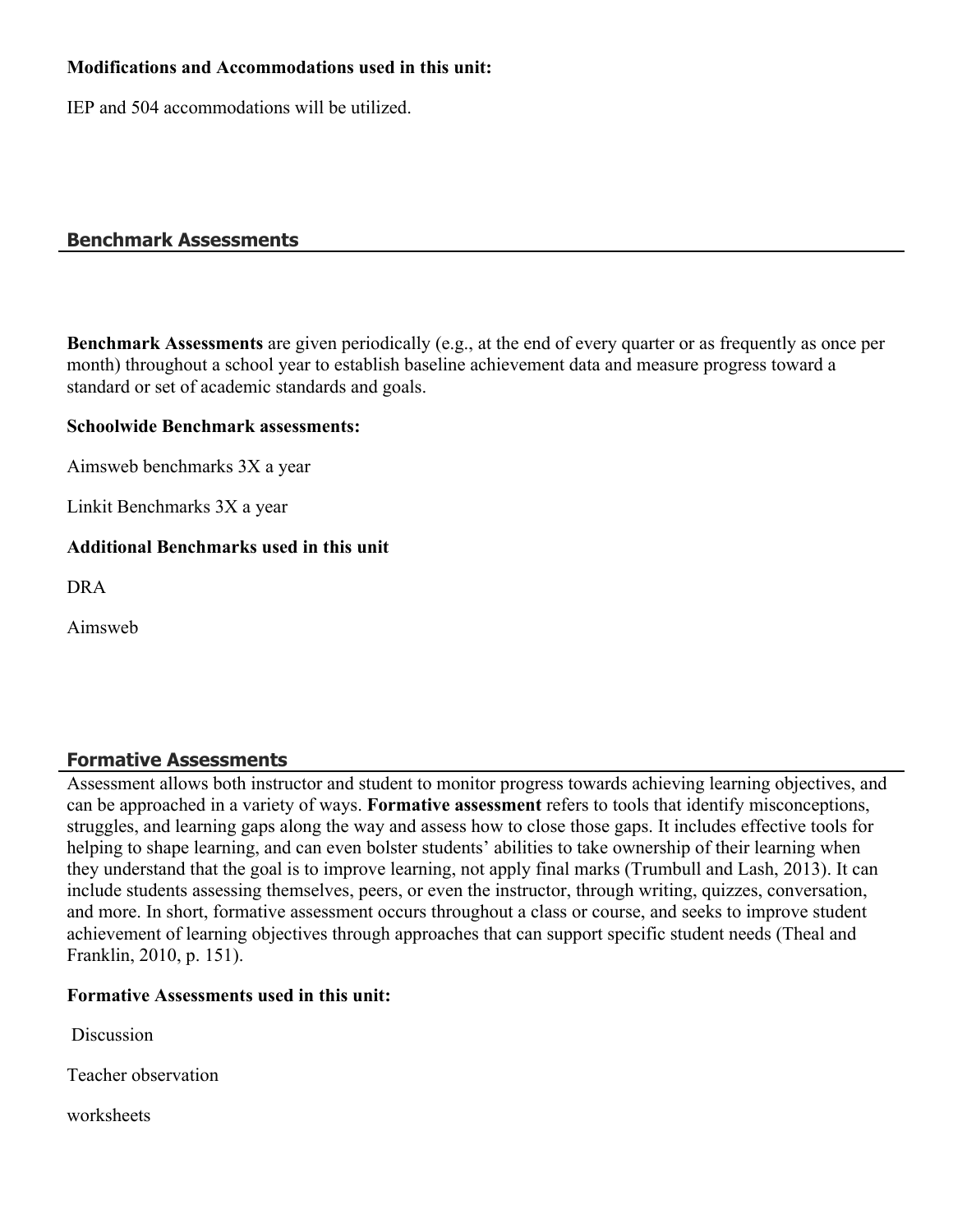**Modifications and Accommodations used in this unit:**

IEP and 504 accommodations will be utilized.

## Benchmark Assessments

**Benchmark Assessments** are given periodically (e.g., at the end of every quarter or as frequently as once per month) throughout a school year to establish baseline achievement data and measure progress toward a standard or set of academic standards and goals.

**Schoolwide Benchmark assessments:**

Aimsweb benchmarks 3X a year

Linkit Benchmarks 3X a year

**Additional Benchmarks used in this unit**

DRA

Aimsweb

## Formative Assessments

Assessment allows both instructor and student to monitor progress towards achieving learning objectives, and can be approached in a variety of ways. **Formative assessment** refers to tools that identify misconceptions, struggles, and learning gaps along the way and assess how to close those gaps. It includes effective tools for helping to shape learning, and can even bolster students' abilities to take ownership of their learning when they understand that the goal is to improve learning, not apply final marks (Trumbull and Lash, 2013). It can include students assessing themselves, peers, or even the instructor, through writing, quizzes, conversation, and more. In short, formative assessment occurs throughout a class or course, and seeks to improve student achievement of learning objectives through approaches that can support specific student needs (Theal and Franklin, 2010, p. 151).

**Formative Assessments used in this unit:**

Discussion

Teacher observation

worksheets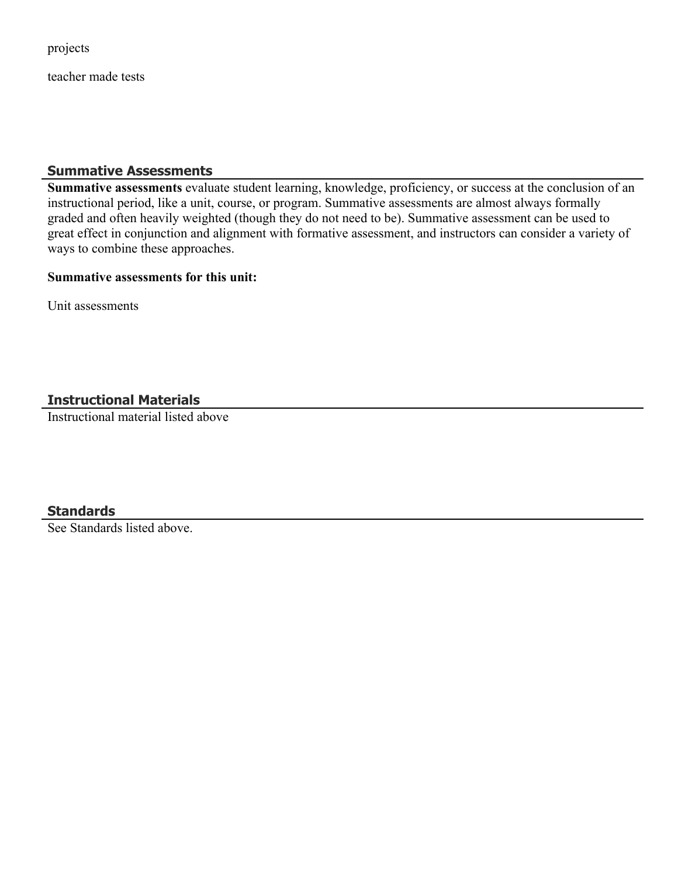projects

teacher made tests

## Summative Assessments

**Summative assessments** evaluate student learning, knowledge, proficiency, or success at the conclusion of an instructional period, like a unit, course, or program. Summative assessments are almost always formally graded and often heavily weighted (though they do not need to be). Summative assessment can be used to great effect in conjunction and alignment with formative assessment, and instructors can consider a variety of ways to combine these approaches.

**Summative assessments for this unit:**

Unit assessments

## Instructional Materials

Instructional material listed above

## Standards

See Standards listed above.